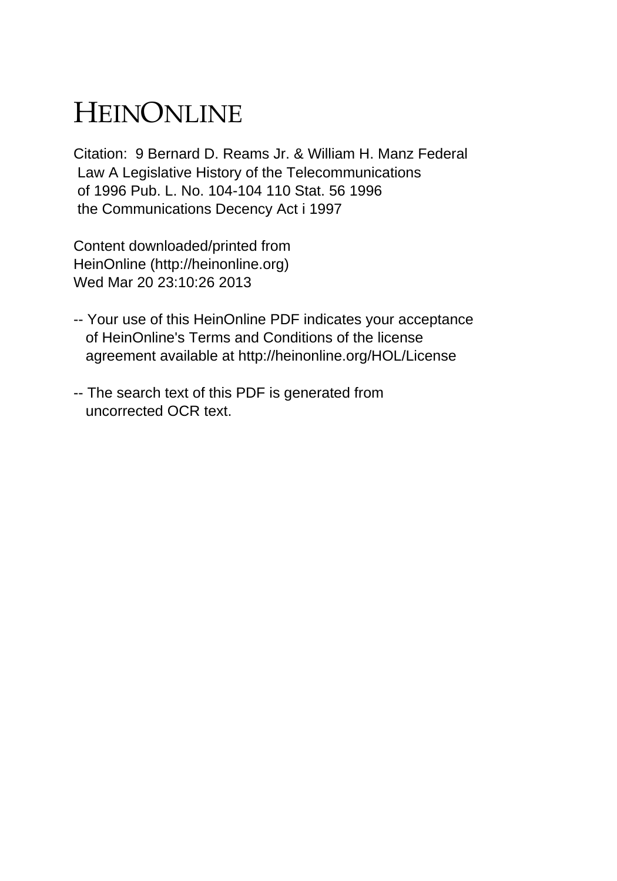# HEINONLINE

Citation: 9 Bernard D. Reams Jr. & William H. Manz Federal Law A Legislative History of the Telecommunications of 1996 Pub. L. No. 104-104 110 Stat. 56 1996 the Communications Decency Act i 1997

Content downloaded/printed from HeinOnline (http://heinonline.org) Wed Mar 20 23:10:26 2013

-- Your use of this HeinOnline PDF indicates your acceptance of HeinOnline's Terms and Conditions of the license agreement available at http://heinonline.org/HOL/License

-- The search text of this PDF is generated from uncorrected OCR text.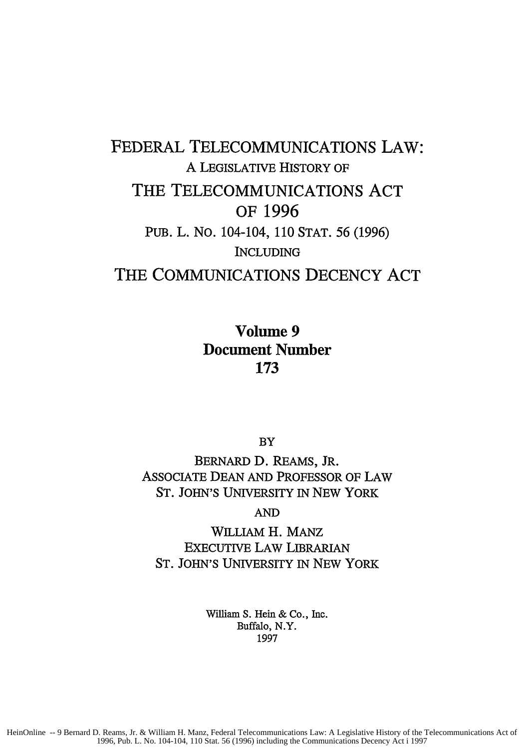# FEDERAL TELECOMMUNICATIONS LAW:

A LEGISLATIVE HISTORY OF

# THE TELECOMMUNICATIONS ACT OF 1996

PUB. L. NO. 104-104, 110 STAT. 56 (1996)

INCLUDING

# THE COMMUNICATIONS DECENCY ACT

**Volume 9**
**Document Number**
**173**

BY

BERNARD D. REAMS, JR.
ASSOCIATE DEAN AND PROFESSOR OF LAW
ST. JOHN'S UNIVERSITY IN NEW YORK

AND

WILLIAM H. MANZ
EXECUTIVE LAW LIBRARIAN
ST. JOHN'S UNIVERSITY IN NEW YORK

William S. Hein & Co., Inc.
Buffalo, N.Y.
1997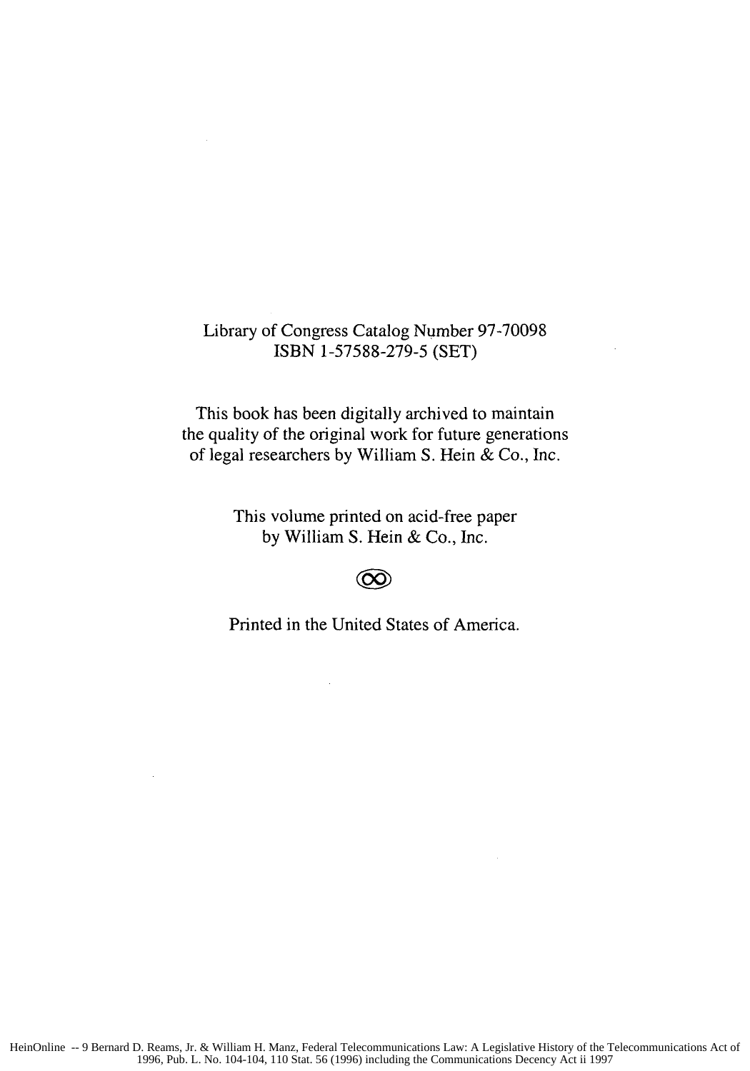Library of Congress Catalog Number 97-70098
ISBN 1-57588-279-5 (SET)

This book has been digitally archived to maintain the quality of the original work for future generations of legal researchers by William S. Hein & Co., Inc.

This volume printed on acid-free paper by William S. Hein & Co., Inc.

∞

Printed in the United States of America.